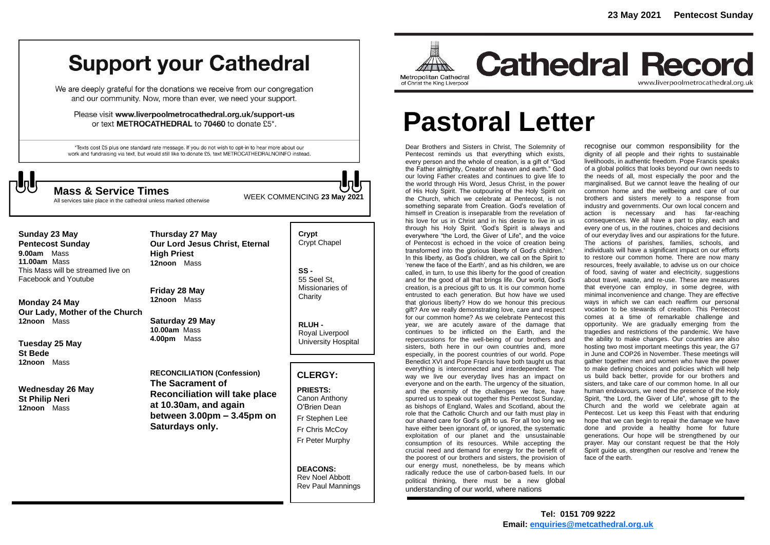# Support your Cathedral

We are deeply grateful for the donations we receive from our congregation and our community. Now, more than ever, we need your support.

Please visit **www.liverpoolmetrocathedral.org.uk/support-us** or text **METROCATHEDRAL** to **70460** to donate £5*.

*Texts cost £5 plus one standard rate message. If you do not wish to opt-in to hear more about our work and fundraising via text, but would still like to donate £5, text METROCATHEDRALNOINFO instead.

## Mass & Service Times

All services take place in the cathedral unless marked otherwise

WEEK COMMENCING **23 May 2021**

**Sunday 23 May**
**Pentecost Sunday**
**9.00am** Mass
**11.00am** Mass
This Mass will be streamed live on Facebook and Youtube

**Monday 24 May**
**Our Lady, Mother of the Church**
**12noon** Mass

**Tuesday 25 May**
**St Bede**
**12noon** Mass

**Wednesday 26 May**
**St Philip Neri**
**12noon** Mass

**Thursday 27 May**
**Our Lord Jesus Christ, Eternal High Priest**
**12noon** Mass

**Friday 28 May**
**12noon** Mass

**Saturday 29 May**
**10.00am** Mass
**4.00pm** Mass

**RECONCILIATION (Confession)**
**The Sacrament of Reconciliation will take place at 10.30am, and again between 3.00pm – 3.45pm on Saturdays only.**

**Crypt** Crypt Chapel

**SS -** 55 Seel St, Missionaries of Charity

**RLUH -** Royal Liverpool University Hospital

## CLERGY:

**PRIESTS:**
Canon Anthony O'Brien Dean
Fr Stephen Lee
Fr Chris McCoy
Fr Peter Murphy

**DEACONS:**
Rev Noel Abbott
Rev Paul Mannings

**23 May 2021 Pentecost Sunday**

Metropolitan Cathedral of Christ the King Liverpool

# Cathedral Record

www.liverpoolmetrocathedral.org.uk

# Pastoral Letter

Dear Brothers and Sisters in Christ, The Solemnity of Pentecost reminds us that everything which exists, every person and the whole of creation, is a gift of "God the Father almighty, Creator of heaven and earth." God our loving Father creates and continues to give life to the world through His Word, Jesus Christ, in the power of His Holy Spirit. The outpouring of the Holy Spirit on the Church, which we celebrate at Pentecost, is not something separate from Creation. God's revelation of himself in Creation is inseparable from the revelation of his love for us in Christ and in his desire to live in us through his Holy Spirit. 'God's Spirit is always and everywhere "the Lord, the Giver of Life", and the voice of Pentecost is echoed in the voice of creation being transformed into the glorious liberty of God's children.' In this liberty, as God's children, we call on the Spirit to 'renew the face of the Earth', and as his children, we are called, in turn, to use this liberty for the good of creation and for the good of all that brings life. Our world, God's creation, is a precious gift to us. It is our common home entrusted to each generation. But how have we used that glorious liberty? How do we honour this precious gift? Are we really demonstrating love, care and respect for our common home? As we celebrate Pentecost this year, we are acutely aware of the damage that continues to be inflicted on the Earth, and the repercussions for the well-being of our brothers and sisters, both here in our own countries and, more especially, in the poorest countries of our world. Pope Benedict XVI and Pope Francis have both taught us that everything is interconnected and interdependent. The way we live our everyday lives has an impact on everyone and on the earth. The urgency of the situation, and the enormity of the challenges we face, have spurred us to speak out together this Pentecost Sunday, as bishops of England, Wales and Scotland, about the role that the Catholic Church and our faith must play in our shared care for God's gift to us. For all too long we have either been ignorant of, or ignored, the systematic exploitation of our planet and the unsustainable consumption of its resources. While accepting the crucial need and demand for energy for the benefit of the poorest of our brothers and sisters, the provision of our energy must, nonetheless, be by means which radically reduce the use of carbon-based fuels. In our political thinking, there must be a new global understanding of our world, where nations recognise our common responsibility for the dignity of all people and their rights to sustainable livelihoods, in authentic freedom. Pope Francis speaks of a global politics that looks beyond our own needs to the needs of all, most especially the poor and the marginalised. But we cannot leave the healing of our common home and the wellbeing and care of our brothers and sisters merely to a response from industry and governments. Our own local concern and action is necessary and has far-reaching consequences. We all have a part to play, each and every one of us, in the routines, choices and decisions of our everyday lives and our aspirations for the future. The actions of parishes, families, schools, and individuals will have a significant impact on our efforts to restore our common home. There are now many resources, freely available, to advise us on our choice of food, saving of water and electricity, suggestions about travel, waste, and re-use. These are measures that everyone can employ, in some degree, with minimal inconvenience and change. They are effective ways in which we can each reaffirm our personal vocation to be stewards of creation. This Pentecost comes at a time of remarkable challenge and opportunity. We are gradually emerging from the tragedies and restrictions of the pandemic. We have the ability to make changes. Our countries are also hosting two most important meetings this year, the G7 in June and COP26 in November. These meetings will gather together men and women who have the power to make defining choices and policies which will help us build back better, provide for our brothers and sisters, and take care of our common home. In all our human endeavours, we need the presence of the Holy Spirit, "the Lord, the Giver of Life", whose gift to the Church and the world we celebrate again at Pentecost. Let us keep this Feast with that enduring hope that we can begin to repair the damage we have done and provide a healthy home for future generations. Our hope will be strengthened by our prayer. May our constant request be that the Holy Spirit guide us, strengthen our resolve and 'renew the face of the earth.

**Tel: 0151 709 9222**
**Email: enquiries@metcathedral.org.uk**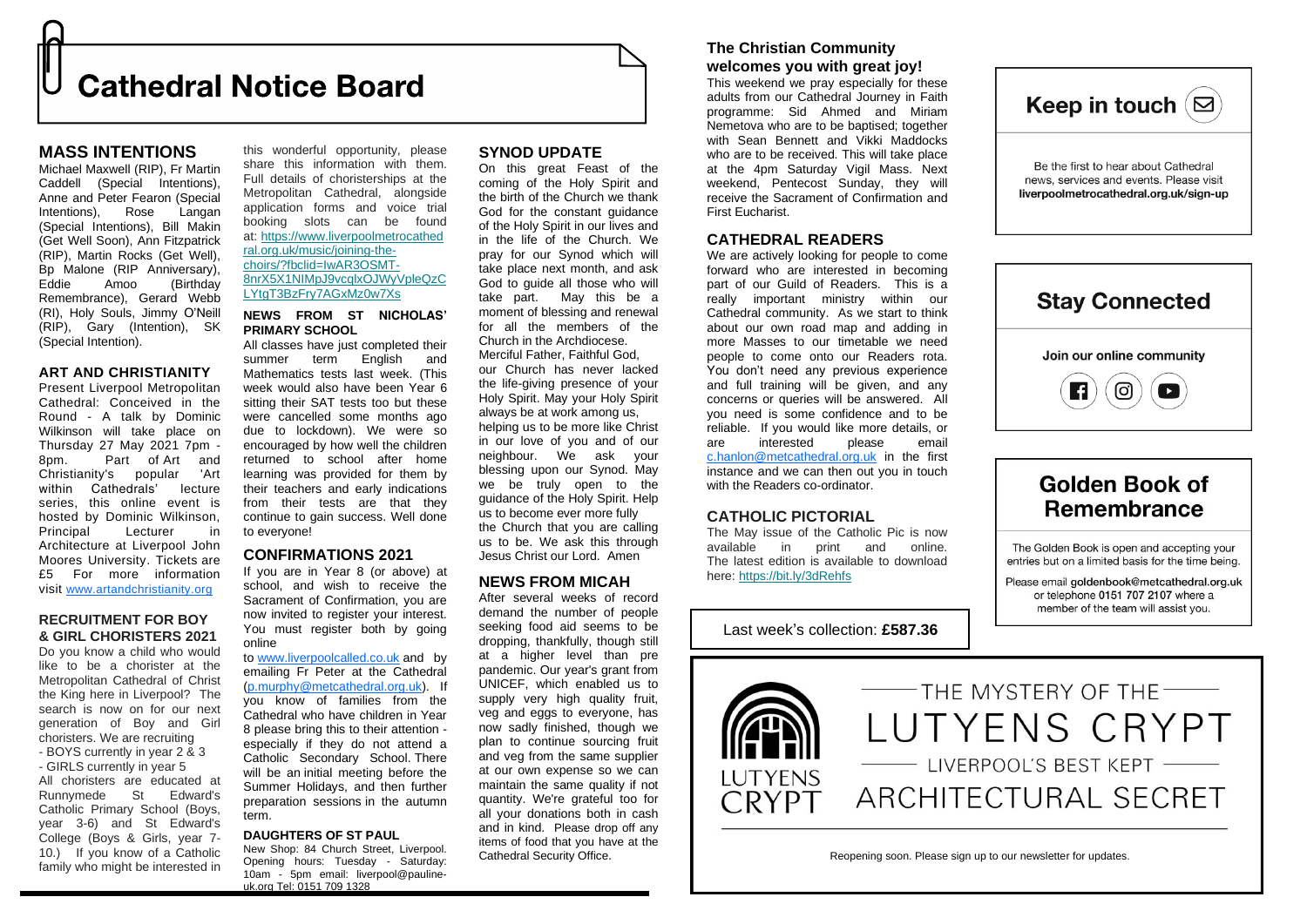# Cathedral Notice Board

## MASS INTENTIONS

Michael Maxwell (RIP), Fr Martin Caddell (Special Intentions), Anne and Peter Fearon (Special Intentions), Rose Langan (Special Intentions), Bill Makin (Get Well Soon), Ann Fitzpatrick (RIP), Martin Rocks (Get Well), Bp Malone (RIP Anniversary), Eddie Amoo (Birthday Remembrance), Gerard Webb (RI), Holy Souls, Jimmy O'Neill (RIP), Gary (Intention), SK (Special Intention).

## ART AND CHRISTIANITY

Present Liverpool Metropolitan Cathedral: Conceived in the Round - A talk by Dominic Wilkinson will take place on Thursday 27 May 2021 7pm - 8pm. Part of Art and Christianity's popular 'Art within Cathedrals' lecture series, this online event is hosted by Dominic Wilkinson, Principal Lecturer in Architecture at Liverpool John Moores University. Tickets are £5 For more information visit www.artandchristianity.org

### RECRUITMENT FOR BOY & GIRL CHORISTERS 2021

Do you know a child who would like to be a chorister at the Metropolitan Cathedral of Christ the King here in Liverpool? The search is now on for our next generation of Boy and Girl choristers. We are recruiting

- BOYS currently in year 2 & 3
- GIRLS currently in year 5

All choristers are educated at Runnymede St Edward's Catholic Primary School (Boys, year 3-6) and St Edward's College (Boys & Girls, year 7-10.) If you know of a Catholic family who might be interested in this wonderful opportunity, please share this information with them. Full details of choristerships at the Metropolitan Cathedral, alongside application forms and voice trial booking slots can be found at: https://www.liverpoolmetrocathedral.org.uk/music/joining-the-choirs/?fbclid=IwAR3OSMT-8nrX5X1NlMpJ9vcqlxOJWyVpleQzCLYtgT3BzFry7AGxMz0w7Xs

### NEWS FROM ST NICHOLAS' PRIMARY SCHOOL

All classes have just completed their summer term English and Mathematics tests last week. (This week would also have been Year 6 sitting their SAT tests too but these were cancelled some months ago due to lockdown). We were so encouraged by how well the children returned to school after home learning was provided for them by their teachers and early indications from their tests are that they continue to gain success. Well done to everyone!

## CONFIRMATIONS 2021

If you are in Year 8 (or above) at school, and wish to receive the Sacrament of Confirmation, you are now invited to register your interest. You must register both by going online to www.liverpoolcalled.co.uk and by emailing Fr Peter at the Cathedral (p.murphy@metcathedral.org.uk). If you know of families from the Cathedral who have children in Year 8 please bring this to their attention - especially if they do not attend a Catholic Secondary School. There will be an initial meeting before the Summer Holidays, and then further preparation sessions in the autumn term.

### DAUGHTERS OF ST PAUL

New Shop: 84 Church Street, Liverpool. Opening hours: Tuesday - Saturday: 10am - 5pm email: liverpool@pauline-uk.org Tel: 0151 709 1328

## SYNOD UPDATE

On this great Feast of the coming of the Holy Spirit and the birth of the Church we thank God for the constant guidance of the Holy Spirit in our lives and in the life of the Church. We pray for our Synod which will take place next month, and ask God to guide all those who will take part. May this be a moment of blessing and renewal for all the members of the Church in the Archdiocese.

Merciful Father, Faithful God,
our Church has never lacked the life-giving presence of your Holy Spirit. May your Holy Spirit always be at work among us,
helping us to be more like Christ in our love of you and of our neighbour. We ask your blessing upon our Synod. May we be truly open to the guidance of the Holy Spirit. Help us to become ever more fully
the Church that you are calling us to be. We ask this through Jesus Christ our Lord. Amen

## NEWS FROM MICAH

After several weeks of record demand the number of people seeking food aid seems to be dropping, thankfully, though still at a higher level than pre pandemic. Our year's grant from UNICEF, which enabled us to supply very high quality fruit, veg and eggs to everyone, has now sadly finished, though we plan to continue sourcing fruit and veg from the same supplier at our own expense so we can maintain the same quality if not quantity. We're grateful too for all your donations both in cash and in kind. Please drop off any items of food that you have at the Cathedral Security Office.

## The Christian Community welcomes you with great joy!

This weekend we pray especially for these adults from our Cathedral Journey in Faith programme: Sid Ahmed and Miriam Nemetova who are to be baptised; together with Sean Bennett and Vikki Maddocks who are to be received. This will take place at the 4pm Saturday Vigil Mass. Next weekend, Pentecost Sunday, they will receive the Sacrament of Confirmation and First Eucharist.

## CATHEDRAL READERS

We are actively looking for people to come forward who are interested in becoming part of our Guild of Readers. This is a really important ministry within our Cathedral community. As we start to think about our own road map and adding in more Masses to our timetable we need people to come onto our Readers rota. You don't need any previous experience and full training will be given, and any concerns or queries will be answered. All you need is some confidence and to be reliable. If you would like more details, or are interested please email c.hanlon@metcathedral.org.uk in the first instance and we can then out you in touch with the Readers co-ordinator.

## CATHOLIC PICTORIAL

The May issue of the Catholic Pic is now available in print and online. The latest edition is available to download here: https://bit.ly/3dRehfs

Last week's collection: **£587.36**

## Keep in touch

Be the first to hear about Cathedral news, services and events. Please visit **liverpoolmetrocathedral.org.uk/sign-up**

## Stay Connected

Join our online community

## Golden Book of Remembrance

The Golden Book is open and accepting your entries but on a limited basis for the time being.

Please email **goldenbook@metcathedral.org.uk** or telephone **0151 707 2107** where a member of the team will assist you.

LUTYENS CRYPT

THE MYSTERY OF THE LUTYENS CRYPT — LIVERPOOL'S BEST KEPT ARCHITECTURAL SECRET

Reopening soon. Please sign up to our newsletter for updates.